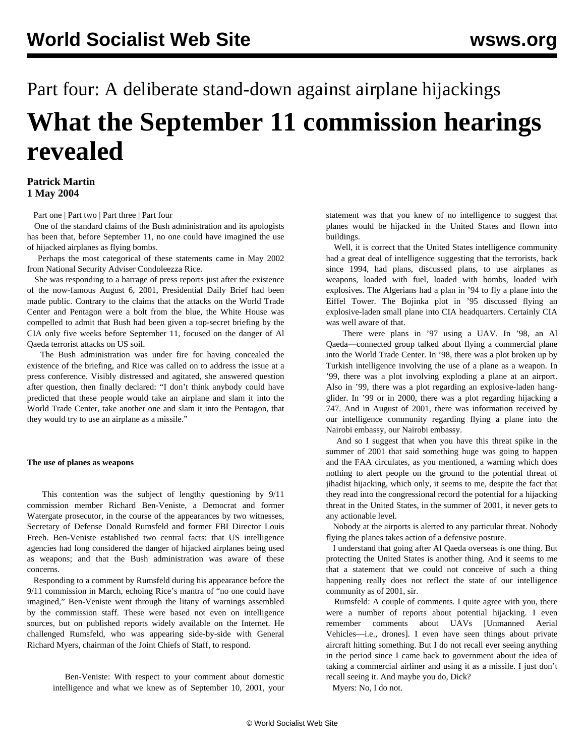Part four: A deliberate stand-down against airplane hijackings

# What the September 11 commission hearings revealed

**Patrick Martin**
**1 May 2004**

Part one | Part two | Part three | Part four

One of the standard claims of the Bush administration and its apologists has been that, before September 11, no one could have imagined the use of hijacked airplanes as flying bombs.

Perhaps the most categorical of these statements came in May 2002 from National Security Adviser Condoleezza Rice.

She was responding to a barrage of press reports just after the existence of the now-famous August 6, 2001, Presidential Daily Brief had been made public. Contrary to the claims that the attacks on the World Trade Center and Pentagon were a bolt from the blue, the White House was compelled to admit that Bush had been given a top-secret briefing by the CIA only five weeks before September 11, focused on the danger of Al Qaeda terrorist attacks on US soil.

The Bush administration was under fire for having concealed the existence of the briefing, and Rice was called on to address the issue at a press conference. Visibly distressed and agitated, she answered question after question, then finally declared: "I don't think anybody could have predicted that these people would take an airplane and slam it into the World Trade Center, take another one and slam it into the Pentagon, that they would try to use an airplane as a missile."

**The use of planes as weapons**

This contention was the subject of lengthy questioning by 9/11 commission member Richard Ben-Veniste, a Democrat and former Watergate prosecutor, in the course of the appearances by two witnesses, Secretary of Defense Donald Rumsfeld and former FBI Director Louis Freeh. Ben-Veniste established two central facts: that US intelligence agencies had long considered the danger of hijacked airplanes being used as weapons; and that the Bush administration was aware of these concerns.

Responding to a comment by Rumsfeld during his appearance before the 9/11 commission in March, echoing Rice's mantra of "no one could have imagined," Ben-Veniste went through the litany of warnings assembled by the commission staff. These were based not even on intelligence sources, but on published reports widely available on the Internet. He challenged Rumsfeld, who was appearing side-by-side with General Richard Myers, chairman of the Joint Chiefs of Staff, to respond.

> Ben-Veniste: With respect to your comment about domestic intelligence and what we knew as of September 10, 2001, your statement was that you knew of no intelligence to suggest that planes would be hijacked in the United States and flown into buildings.
>
> Well, it is correct that the United States intelligence community had a great deal of intelligence suggesting that the terrorists, back since 1994, had plans, discussed plans, to use airplanes as weapons, loaded with fuel, loaded with bombs, loaded with explosives. The Algerians had a plan in '94 to fly a plane into the Eiffel Tower. The Bojinka plot in '95 discussed flying an explosive-laden small plane into CIA headquarters. Certainly CIA was well aware of that.
>
> There were plans in '97 using a UAV. In '98, an Al Qaeda—connected group talked about flying a commercial plane into the World Trade Center. In '98, there was a plot broken up by Turkish intelligence involving the use of a plane as a weapon. In '99, there was a plot involving exploding a plane at an airport. Also in '99, there was a plot regarding an explosive-laden hang-glider. In '99 or in 2000, there was a plot regarding hijacking a 747. And in August of 2001, there was information received by our intelligence community regarding flying a plane into the Nairobi embassy, our Nairobi embassy.
>
> And so I suggest that when you have this threat spike in the summer of 2001 that said something huge was going to happen and the FAA circulates, as you mentioned, a warning which does nothing to alert people on the ground to the potential threat of jihadist hijacking, which only, it seems to me, despite the fact that they read into the congressional record the potential for a hijacking threat in the United States, in the summer of 2001, it never gets to any actionable level.
>
> Nobody at the airports is alerted to any particular threat. Nobody flying the planes takes action of a defensive posture.
>
> I understand that going after Al Qaeda overseas is one thing. But protecting the United States is another thing. And it seems to me that a statement that we could not conceive of such a thing happening really does not reflect the state of our intelligence community as of 2001, sir.
>
> Rumsfeld: A couple of comments. I quite agree with you, there were a number of reports about potential hijacking. I even remember comments about UAVs [Unmanned Aerial Vehicles—i.e., drones]. I even have seen things about private aircraft hitting something. But I do not recall ever seeing anything in the period since I came back to government about the idea of taking a commercial airliner and using it as a missile. I just don't recall seeing it. And maybe you do, Dick?
>
> Myers: No, I do not.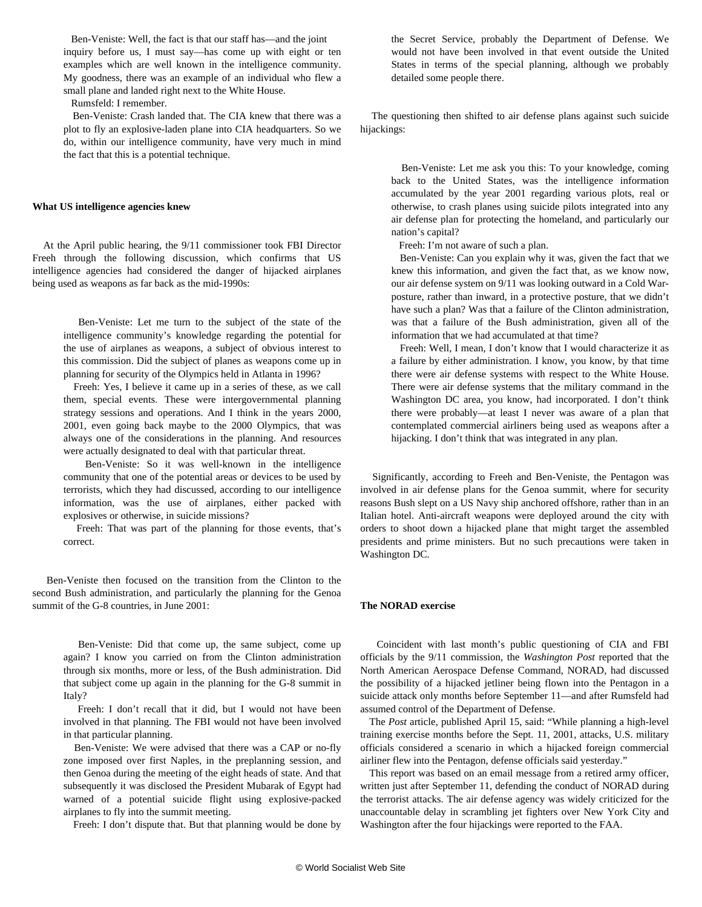Ben-Veniste: Well, the fact is that our staff has—and the joint inquiry before us, I must say—has come up with eight or ten examples which are well known in the intelligence community. My goodness, there was an example of an individual who flew a small plane and landed right next to the White House.

Rumsfeld: I remember.

Ben-Veniste: Crash landed that. The CIA knew that there was a plot to fly an explosive-laden plane into CIA headquarters. So we do, within our intelligence community, have very much in mind the fact that this is a potential technique.

**What US intelligence agencies knew**

At the April public hearing, the 9/11 commissioner took FBI Director Freeh through the following discussion, which confirms that US intelligence agencies had considered the danger of hijacked airplanes being used as weapons as far back as the mid-1990s:

> Ben-Veniste: Let me turn to the subject of the state of the intelligence community's knowledge regarding the potential for the use of airplanes as weapons, a subject of obvious interest to this commission. Did the subject of planes as weapons come up in planning for security of the Olympics held in Atlanta in 1996?
>
> Freeh: Yes, I believe it came up in a series of these, as we call them, special events. These were intergovernmental planning strategy sessions and operations. And I think in the years 2000, 2001, even going back maybe to the 2000 Olympics, that was always one of the considerations in the planning. And resources were actually designated to deal with that particular threat.
>
> Ben-Veniste: So it was well-known in the intelligence community that one of the potential areas or devices to be used by terrorists, which they had discussed, according to our intelligence information, was the use of airplanes, either packed with explosives or otherwise, in suicide missions?
>
> Freeh: That was part of the planning for those events, that's correct.

Ben-Veniste then focused on the transition from the Clinton to the second Bush administration, and particularly the planning for the Genoa summit of the G-8 countries, in June 2001:

> Ben-Veniste: Did that come up, the same subject, come up again? I know you carried on from the Clinton administration through six months, more or less, of the Bush administration. Did that subject come up again in the planning for the G-8 summit in Italy?
>
> Freeh: I don't recall that it did, but I would not have been involved in that planning. The FBI would not have been involved in that particular planning.
>
> Ben-Veniste: We were advised that there was a CAP or no-fly zone imposed over first Naples, in the preplanning session, and then Genoa during the meeting of the eight heads of state. And that subsequently it was disclosed the President Mubarak of Egypt had warned of a potential suicide flight using explosive-packed airplanes to fly into the summit meeting.
>
> Freeh: I don't dispute that. But that planning would be done by the Secret Service, probably the Department of Defense. We would not have been involved in that event outside the United States in terms of the special planning, although we probably detailed some people there.

The questioning then shifted to air defense plans against such suicide hijackings:

> Ben-Veniste: Let me ask you this: To your knowledge, coming back to the United States, was the intelligence information accumulated by the year 2001 regarding various plots, real or otherwise, to crash planes using suicide pilots integrated into any air defense plan for protecting the homeland, and particularly our nation's capital?
>
> Freeh: I'm not aware of such a plan.
>
> Ben-Veniste: Can you explain why it was, given the fact that we knew this information, and given the fact that, as we know now, our air defense system on 9/11 was looking outward in a Cold War-posture, rather than inward, in a protective posture, that we didn't have such a plan? Was that a failure of the Clinton administration, was that a failure of the Bush administration, given all of the information that we had accumulated at that time?
>
> Freeh: Well, I mean, I don't know that I would characterize it as a failure by either administration. I know, you know, by that time there were air defense systems with respect to the White House. There were air defense systems that the military command in the Washington DC area, you know, had incorporated. I don't think there were probably—at least I never was aware of a plan that contemplated commercial airliners being used as weapons after a hijacking. I don't think that was integrated in any plan.

Significantly, according to Freeh and Ben-Veniste, the Pentagon was involved in air defense plans for the Genoa summit, where for security reasons Bush slept on a US Navy ship anchored offshore, rather than in an Italian hotel. Anti-aircraft weapons were deployed around the city with orders to shoot down a hijacked plane that might target the assembled presidents and prime ministers. But no such precautions were taken in Washington DC.

**The NORAD exercise**

Coincident with last month's public questioning of CIA and FBI officials by the 9/11 commission, the *Washington Post* reported that the North American Aerospace Defense Command, NORAD, had discussed the possibility of a hijacked jetliner being flown into the Pentagon in a suicide attack only months before September 11—and after Rumsfeld had assumed control of the Department of Defense.

The *Post* article, published April 15, said: "While planning a high-level training exercise months before the Sept. 11, 2001, attacks, U.S. military officials considered a scenario in which a hijacked foreign commercial airliner flew into the Pentagon, defense officials said yesterday."

This report was based on an email message from a retired army officer, written just after September 11, defending the conduct of NORAD during the terrorist attacks. The air defense agency was widely criticized for the unaccountable delay in scrambling jet fighters over New York City and Washington after the four hijackings were reported to the FAA.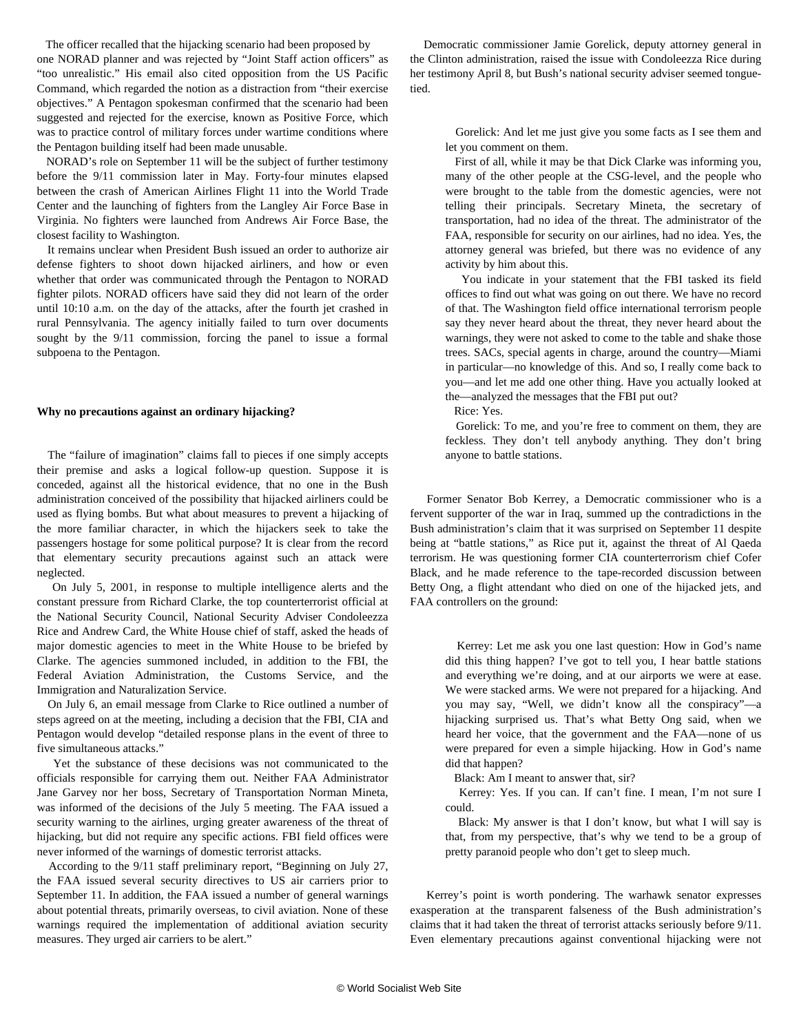The officer recalled that the hijacking scenario had been proposed by one NORAD planner and was rejected by "Joint Staff action officers" as "too unrealistic." His email also cited opposition from the US Pacific Command, which regarded the notion as a distraction from "their exercise objectives." A Pentagon spokesman confirmed that the scenario had been suggested and rejected for the exercise, known as Positive Force, which was to practice control of military forces under wartime conditions where the Pentagon building itself had been made unusable.

NORAD's role on September 11 will be the subject of further testimony before the 9/11 commission later in May. Forty-four minutes elapsed between the crash of American Airlines Flight 11 into the World Trade Center and the launching of fighters from the Langley Air Force Base in Virginia. No fighters were launched from Andrews Air Force Base, the closest facility to Washington.

It remains unclear when President Bush issued an order to authorize air defense fighters to shoot down hijacked airliners, and how or even whether that order was communicated through the Pentagon to NORAD fighter pilots. NORAD officers have said they did not learn of the order until 10:10 a.m. on the day of the attacks, after the fourth jet crashed in rural Pennsylvania. The agency initially failed to turn over documents sought by the 9/11 commission, forcing the panel to issue a formal subpoena to the Pentagon.

**Why no precautions against an ordinary hijacking?**

The "failure of imagination" claims fall to pieces if one simply accepts their premise and asks a logical follow-up question. Suppose it is conceded, against all the historical evidence, that no one in the Bush administration conceived of the possibility that hijacked airliners could be used as flying bombs. But what about measures to prevent a hijacking of the more familiar character, in which the hijackers seek to take the passengers hostage for some political purpose? It is clear from the record that elementary security precautions against such an attack were neglected.

On July 5, 2001, in response to multiple intelligence alerts and the constant pressure from Richard Clarke, the top counterterrorist official at the National Security Council, National Security Adviser Condoleezza Rice and Andrew Card, the White House chief of staff, asked the heads of major domestic agencies to meet in the White House to be briefed by Clarke. The agencies summoned included, in addition to the FBI, the Federal Aviation Administration, the Customs Service, and the Immigration and Naturalization Service.

On July 6, an email message from Clarke to Rice outlined a number of steps agreed on at the meeting, including a decision that the FBI, CIA and Pentagon would develop "detailed response plans in the event of three to five simultaneous attacks."

Yet the substance of these decisions was not communicated to the officials responsible for carrying them out. Neither FAA Administrator Jane Garvey nor her boss, Secretary of Transportation Norman Mineta, was informed of the decisions of the July 5 meeting. The FAA issued a security warning to the airlines, urging greater awareness of the threat of hijacking, but did not require any specific actions. FBI field offices were never informed of the warnings of domestic terrorist attacks.

According to the 9/11 staff preliminary report, "Beginning on July 27, the FAA issued several security directives to US air carriers prior to September 11. In addition, the FAA issued a number of general warnings about potential threats, primarily overseas, to civil aviation. None of these warnings required the implementation of additional aviation security measures. They urged air carriers to be alert."

Democratic commissioner Jamie Gorelick, deputy attorney general in the Clinton administration, raised the issue with Condoleezza Rice during her testimony April 8, but Bush's national security adviser seemed tongue-tied.

> Gorelick: And let me just give you some facts as I see them and let you comment on them.
>
> First of all, while it may be that Dick Clarke was informing you, many of the other people at the CSG-level, and the people who were brought to the table from the domestic agencies, were not telling their principals. Secretary Mineta, the secretary of transportation, had no idea of the threat. The administrator of the FAA, responsible for security on our airlines, had no idea. Yes, the attorney general was briefed, but there was no evidence of any activity by him about this.
>
> You indicate in your statement that the FBI tasked its field offices to find out what was going on out there. We have no record of that. The Washington field office international terrorism people say they never heard about the threat, they never heard about the warnings, they were not asked to come to the table and shake those trees. SACs, special agents in charge, around the country—Miami in particular—no knowledge of this. And so, I really come back to you—and let me add one other thing. Have you actually looked at the—analyzed the messages that the FBI put out?
>
> Rice: Yes.
>
> Gorelick: To me, and you're free to comment on them, they are feckless. They don't tell anybody anything. They don't bring anyone to battle stations.

Former Senator Bob Kerrey, a Democratic commissioner who is a fervent supporter of the war in Iraq, summed up the contradictions in the Bush administration's claim that it was surprised on September 11 despite being at "battle stations," as Rice put it, against the threat of Al Qaeda terrorism. He was questioning former CIA counterterrorism chief Cofer Black, and he made reference to the tape-recorded discussion between Betty Ong, a flight attendant who died on one of the hijacked jets, and FAA controllers on the ground:

> Kerrey: Let me ask you one last question: How in God's name did this thing happen? I've got to tell you, I hear battle stations and everything we're doing, and at our airports we were at ease. We were stacked arms. We were not prepared for a hijacking. And you may say, "Well, we didn't know all the conspiracy"—a hijacking surprised us. That's what Betty Ong said, when we heard her voice, that the government and the FAA—none of us were prepared for even a simple hijacking. How in God's name did that happen?
>
> Black: Am I meant to answer that, sir?
>
> Kerrey: Yes. If you can. If can't fine. I mean, I'm not sure I could.
>
> Black: My answer is that I don't know, but what I will say is that, from my perspective, that's why we tend to be a group of pretty paranoid people who don't get to sleep much.

Kerrey's point is worth pondering. The warhawk senator expresses exasperation at the transparent falseness of the Bush administration's claims that it had taken the threat of terrorist attacks seriously before 9/11. Even elementary precautions against conventional hijacking were not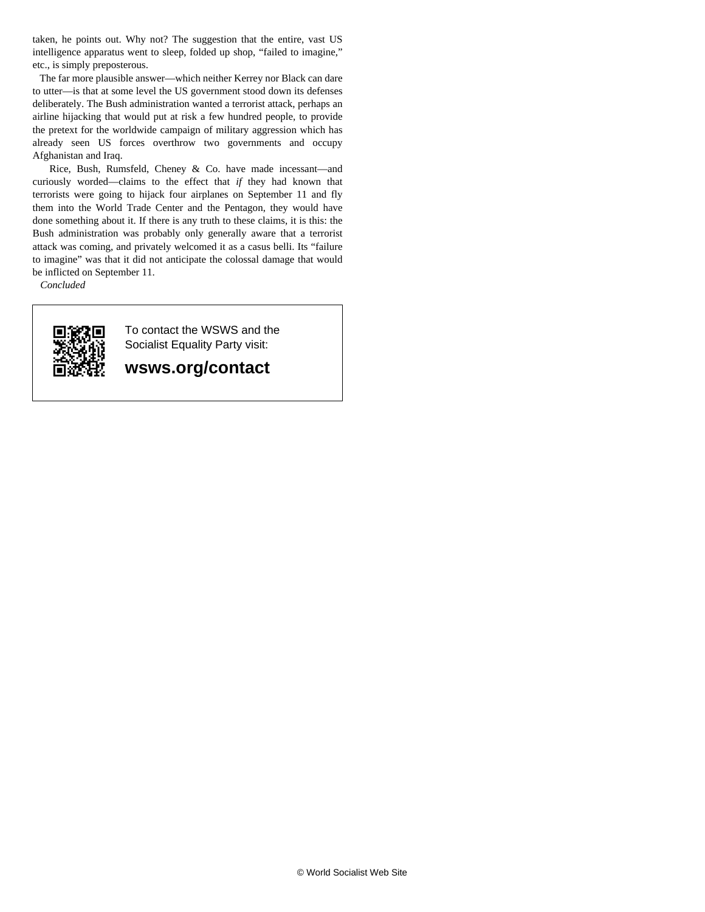taken, he points out. Why not? The suggestion that the entire, vast US intelligence apparatus went to sleep, folded up shop, "failed to imagine," etc., is simply preposterous.

The far more plausible answer—which neither Kerrey nor Black can dare to utter—is that at some level the US government stood down its defenses deliberately. The Bush administration wanted a terrorist attack, perhaps an airline hijacking that would put at risk a few hundred people, to provide the pretext for the worldwide campaign of military aggression which has already seen US forces overthrow two governments and occupy Afghanistan and Iraq.

Rice, Bush, Rumsfeld, Cheney & Co. have made incessant—and curiously worded—claims to the effect that *if* they had known that terrorists were going to hijack four airplanes on September 11 and fly them into the World Trade Center and the Pentagon, they would have done something about it. If there is any truth to these claims, it is this: the Bush administration was probably only generally aware that a terrorist attack was coming, and privately welcomed it as a casus belli. Its "failure to imagine" was that it did not anticipate the colossal damage that would be inflicted on September 11.

*Concluded*

To contact the WSWS and the Socialist Equality Party visit:

**wsws.org/contact**